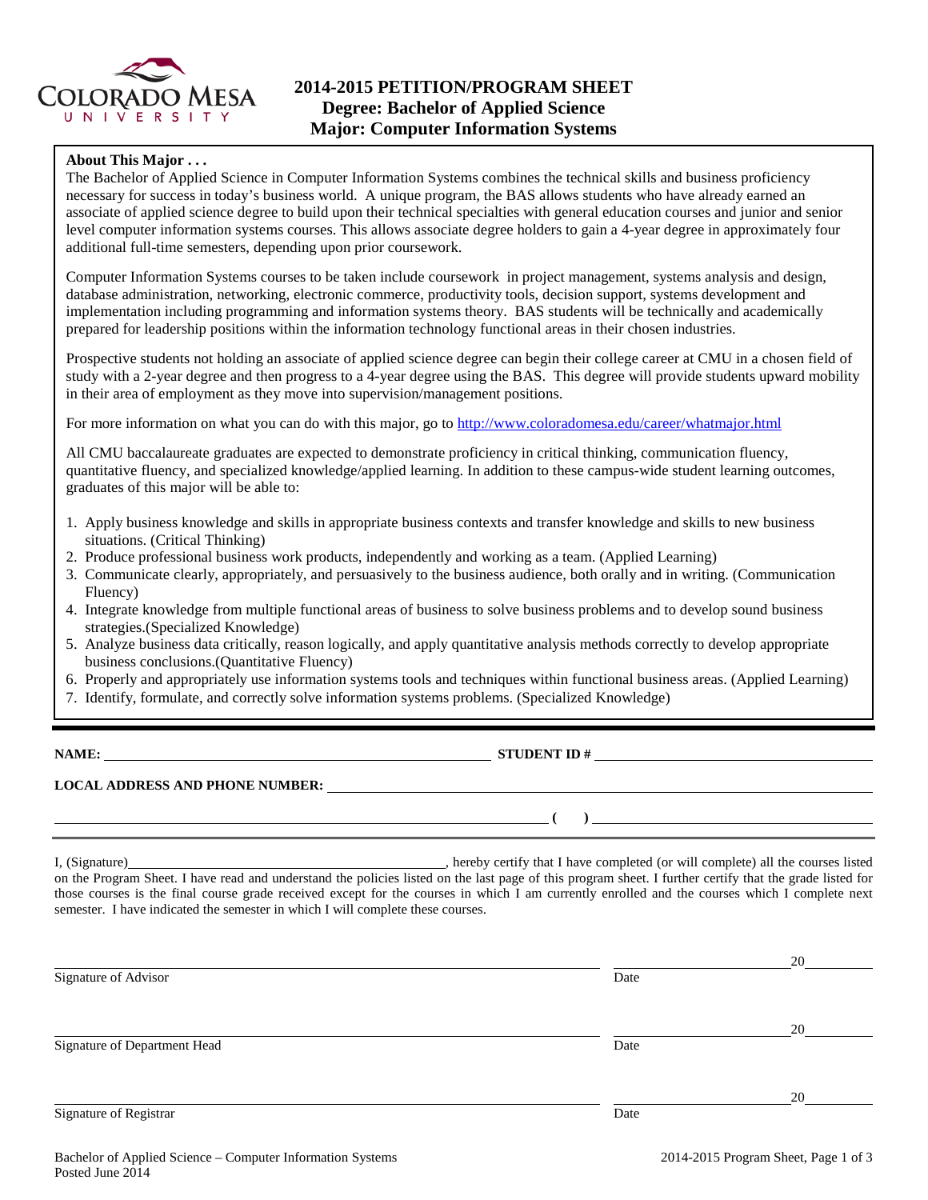# 2014-2015 PETITION/PROGRAM SHEET
## Degree: Bachelor of Applied Science
## Major: Computer Information Systems

**About This Major . . .**

The Bachelor of Applied Science in Computer Information Systems combines the technical skills and business proficiency necessary for success in today's business world. A unique program, the BAS allows students who have already earned an associate of applied science degree to build upon their technical specialties with general education courses and junior and senior level computer information systems courses. This allows associate degree holders to gain a 4-year degree in approximately four additional full-time semesters, depending upon prior coursework.

Computer Information Systems courses to be taken include coursework in project management, systems analysis and design, database administration, networking, electronic commerce, productivity tools, decision support, systems development and implementation including programming and information systems theory. BAS students will be technically and academically prepared for leadership positions within the information technology functional areas in their chosen industries.

Prospective students not holding an associate of applied science degree can begin their college career at CMU in a chosen field of study with a 2-year degree and then progress to a 4-year degree using the BAS. This degree will provide students upward mobility in their area of employment as they move into supervision/management positions.

For more information on what you can do with this major, go to http://www.coloradomesa.edu/career/whatmajor.html

All CMU baccalaureate graduates are expected to demonstrate proficiency in critical thinking, communication fluency, quantitative fluency, and specialized knowledge/applied learning. In addition to these campus-wide student learning outcomes, graduates of this major will be able to:

1. Apply business knowledge and skills in appropriate business contexts and transfer knowledge and skills to new business situations. (Critical Thinking)
2. Produce professional business work products, independently and working as a team. (Applied Learning)
3. Communicate clearly, appropriately, and persuasively to the business audience, both orally and in writing. (Communication Fluency)
4. Integrate knowledge from multiple functional areas of business to solve business problems and to develop sound business strategies.(Specialized Knowledge)
5. Analyze business data critically, reason logically, and apply quantitative analysis methods correctly to develop appropriate business conclusions.(Quantitative Fluency)
6. Properly and appropriately use information systems tools and techniques within functional business areas. (Applied Learning)
7. Identify, formulate, and correctly solve information systems problems. (Specialized Knowledge)

---

**NAME:** ______________________________ **STUDENT ID #** ______________________________

**LOCAL ADDRESS AND PHONE NUMBER:** ______________________________

______________________________ **( )** ______________________________

---

I, (Signature)______________________________, hereby certify that I have completed (or will complete) all the courses listed on the Program Sheet. I have read and understand the policies listed on the last page of this program sheet. I further certify that the grade listed for those courses is the final course grade received except for the courses in which I am currently enrolled and the courses which I complete next semester. I have indicated the semester in which I will complete these courses.

______________________________ ______________ 20______
Signature of Advisor Date

______________________________ ______________ 20______
Signature of Department Head Date

______________________________ ______________ 20______
Signature of Registrar Date

Bachelor of Applied Science – Computer Information Systems
Posted June 2014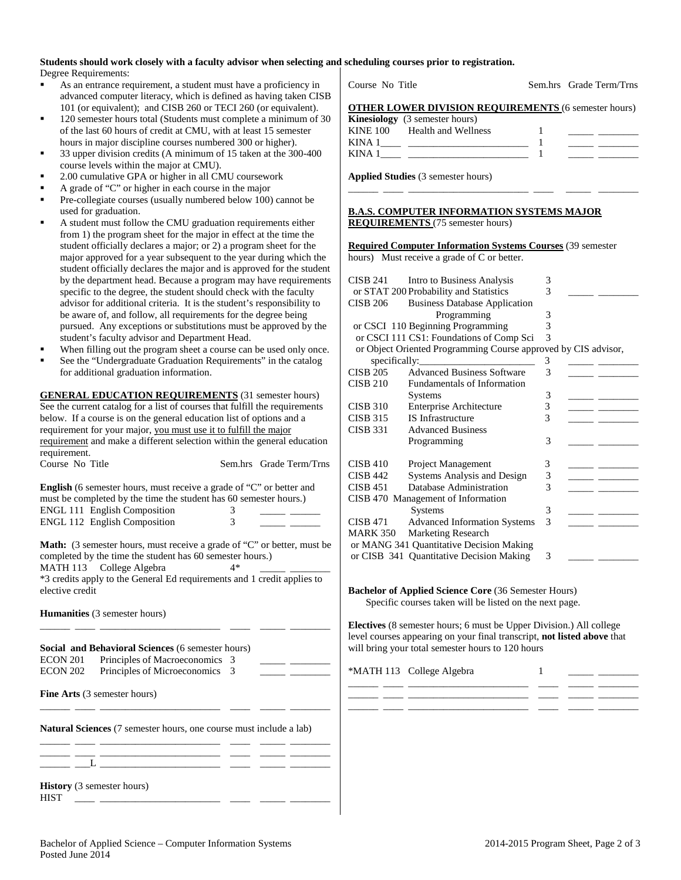**Students should work closely with a faculty advisor when selecting and scheduling courses prior to registration.**

Degree Requirements:

- As an entrance requirement, a student must have a proficiency in advanced computer literacy, which is defined as having taken CISB 101 (or equivalent); and CISB 260 or TECI 260 (or equivalent).
- 120 semester hours total (Students must complete a minimum of 30 of the last 60 hours of credit at CMU, with at least 15 semester hours in major discipline courses numbered 300 or higher).
- 33 upper division credits (A minimum of 15 taken at the 300-400 course levels within the major at CMU).
- 2.00 cumulative GPA or higher in all CMU coursework
- A grade of "C" or higher in each course in the major
- Pre-collegiate courses (usually numbered below 100) cannot be used for graduation.
- A student must follow the CMU graduation requirements either from 1) the program sheet for the major in effect at the time the student officially declares a major; or 2) a program sheet for the major approved for a year subsequent to the year during which the student officially declares the major and is approved for the student by the department head. Because a program may have requirements specific to the degree, the student should check with the faculty advisor for additional criteria. It is the student's responsibility to be aware of, and follow, all requirements for the degree being pursued. Any exceptions or substitutions must be approved by the student's faculty advisor and Department Head.
- When filling out the program sheet a course can be used only once.
- See the "Undergraduate Graduation Requirements" in the catalog for additional graduation information.

**GENERAL EDUCATION REQUIREMENTS** (31 semester hours) See the current catalog for a list of courses that fulfill the requirements below. If a course is on the general education list of options and a requirement for your major, you must use it to fulfill the major requirement and make a different selection within the general education requirement.

Course No Title — Sem.hrs Grade Term/Trns

**English** (6 semester hours, must receive a grade of "C" or better and must be completed by the time the student has 60 semester hours.)

| Course No | Title | Sem.hrs | Grade | Term/Trns |
|---|---|---|---|---|
| ENGL 111 | English Composition | 3 | _____ | ______ |
| ENGL 112 | English Composition | 3 | _____ | ______ |

**Math:** (3 semester hours, must receive a grade of "C" or better, must be completed by the time the student has 60 semester hours.)

| Course No | Title | Sem.hrs | Grade | Term/Trns |
|---|---|---|---|---|
| MATH 113 | College Algebra | 4* | _____ | ________ |

*3 credits apply to the General Ed requirements and 1 credit applies to elective credit

**Humanities** (3 semester hours)

______ ____ ________________________ ____ _____ ________

**Social and Behavioral Sciences** (6 semester hours)

| Course No | Title | Sem.hrs | Grade | Term/Trns |
|---|---|---|---|---|
| ECON 201 | Principles of Macroeconomics | 3 | _____ | ________ |
| ECON 202 | Principles of Microeconomics | 3 | _____ | ________ |

**Fine Arts** (3 semester hours)

______ ____ ________________________ ____ _____ ________

**Natural Sciences** (7 semester hours, one course must include a lab)

______ ____ ________________________ ____ _____ ________
______ ____ ________________________ ____ _____ ________
______ ___L ________________________ ____ _____ ________

**History** (3 semester hours)

HIST ____ ________________________ ____ _____ ________

Course No Title — Sem.hrs Grade Term/Trns

**OTHER LOWER DIVISION REQUIREMENTS** (6 semester hours)

**Kinesiology** (3 semester hours)

| Course No | Title | Sem.hrs | Grade | Term/Trns |
|---|---|---|---|---|
| KINE 100 | Health and Wellness | 1 | _____ | ________ |
| KINA 1____ | ________________________ | 1 | _____ | ________ |
| KINA 1____ | ________________________ | 1 | _____ | ________ |

**Applied Studies** (3 semester hours)

______ ____ ________________________ ____ _____ ________

**B.A.S. COMPUTER INFORMATION SYSTEMS MAJOR REQUIREMENTS** (75 semester hours)

**Required Computer Information Systems Courses** (39 semester hours) Must receive a grade of C or better.

| Course No | Title | Sem.hrs | Grade | Term/Trns |
|---|---|---|---|---|
| CISB 241 | Intro to Business Analysis | 3 | | |
| or STAT 200 | Probability and Statistics | 3 | _____ | ________ |
| CISB 206 | Business Database Application Programming | 3 | | |
| or CSCI 110 | Beginning Programming | 3 | | |
| or CSCI 111 | CS1: Foundations of Comp Sci | 3 | | |
| or Object Oriented Programming Course approved by CIS advisor, specifically:______________________ | | 3 | _____ | ________ |
| CISB 205 | Advanced Business Software | 3 | _____ | ________ |
| CISB 210 | Fundamentals of Information Systems | 3 | _____ | ________ |
| CISB 310 | Enterprise Architecture | 3 | _____ | ________ |
| CISB 315 | IS Infrastructure | 3 | _____ | ________ |
| CISB 331 | Advanced Business Programming | 3 | _____ | ________ |
| CISB 410 | Project Management | 3 | _____ | ________ |
| CISB 442 | Systems Analysis and Design | 3 | _____ | ________ |
| CISB 451 | Database Administration | 3 | _____ | ________ |
| CISB 470 | Management of Information Systems | 3 | _____ | ________ |
| CISB 471 | Advanced Information Systems | 3 | _____ | ________ |
| MARK 350 | Marketing Research | | | |
| or MANG 341 | Quantitative Decision Making | | | |
| or CISB 341 | Quantitative Decision Making | 3 | _____ | ________ |

**Bachelor of Applied Science Core** (36 Semester Hours)
Specific courses taken will be listed on the next page.

**Electives** (8 semester hours; 6 must be Upper Division.) All college level courses appearing on your final transcript, **not listed above** that will bring your total semester hours to 120 hours

| Course No | Title | Sem.hrs | Grade | Term/Trns |
|---|---|---|---|---|
| *MATH 113 | College Algebra | 1 | _____ | ________ |
| ______ ____ | ________________________ | ____ | _____ | ________ |
| ______ ____ | ________________________ | ____ | _____ | ________ |
| ______ ____ | ________________________ | ____ | _____ | ________ |

Bachelor of Applied Science – Computer Information Systems
Posted June 2014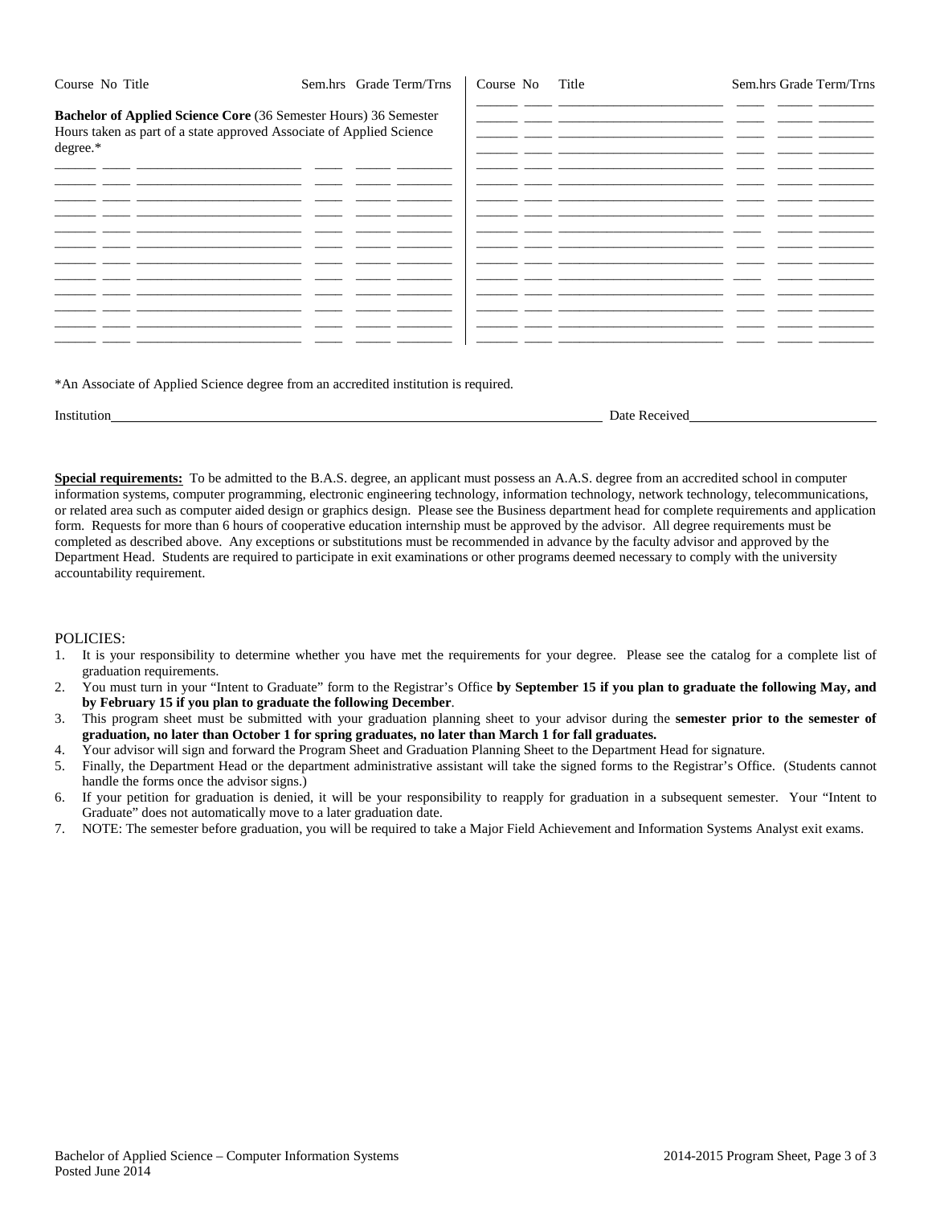| Course | No | Title | Sem.hrs | Grade | Term/Trns |
|---|---|---|---|---|---|

**Bachelor of Applied Science Core** (36 Semester Hours) 36 Semester Hours taken as part of a state approved Associate of Applied Science degree.*

| Course | No | Title | Sem.hrs | Grade | Term/Trns |
|---|---|---|---|---|---|
| | | | | | |
| | | | | | |
| | | | | | |
| | | | | | |
| | | | | | |
| | | | | | |
| | | | | | |
| | | | | | |
| | | | | | |
| | | | | | |
| | | | | | |
| | | | | | |

| Course No | | Title | Sem.hrs | Grade | Term/Trns |
|---|---|---|---|---|---|
| | | | | | |
| | | | | | |
| | | | | | |
| | | | | | |
| | | | | | |
| | | | | | |
| | | | | | |
| | | | | | |
| | | | | | |
| | | | | | |
| | | | | | |
| | | | | | |
| | | | | | |
| | | | | | |
| | | | | | |

*An Associate of Applied Science degree from an accredited institution is required.

Institution ______________________________ Date Received ______________________________

**Special requirements:** To be admitted to the B.A.S. degree, an applicant must possess an A.A.S. degree from an accredited school in computer information systems, computer programming, electronic engineering technology, information technology, network technology, telecommunications, or related area such as computer aided design or graphics design. Please see the Business department head for complete requirements and application form. Requests for more than 6 hours of cooperative education internship must be approved by the advisor. All degree requirements must be completed as described above. Any exceptions or substitutions must be recommended in advance by the faculty advisor and approved by the Department Head. Students are required to participate in exit examinations or other programs deemed necessary to comply with the university accountability requirement.

POLICIES:

1. It is your responsibility to determine whether you have met the requirements for your degree. Please see the catalog for a complete list of graduation requirements.
2. You must turn in your "Intent to Graduate" form to the Registrar's Office **by September 15 if you plan to graduate the following May, and by February 15 if you plan to graduate the following December**.
3. This program sheet must be submitted with your graduation planning sheet to your advisor during the **semester prior to the semester of graduation, no later than October 1 for spring graduates, no later than March 1 for fall graduates.**
4. Your advisor will sign and forward the Program Sheet and Graduation Planning Sheet to the Department Head for signature.
5. Finally, the Department Head or the department administrative assistant will take the signed forms to the Registrar's Office. (Students cannot handle the forms once the advisor signs.)
6. If your petition for graduation is denied, it will be your responsibility to reapply for graduation in a subsequent semester. Your "Intent to Graduate" does not automatically move to a later graduation date.
7. NOTE: The semester before graduation, you will be required to take a Major Field Achievement and Information Systems Analyst exit exams.